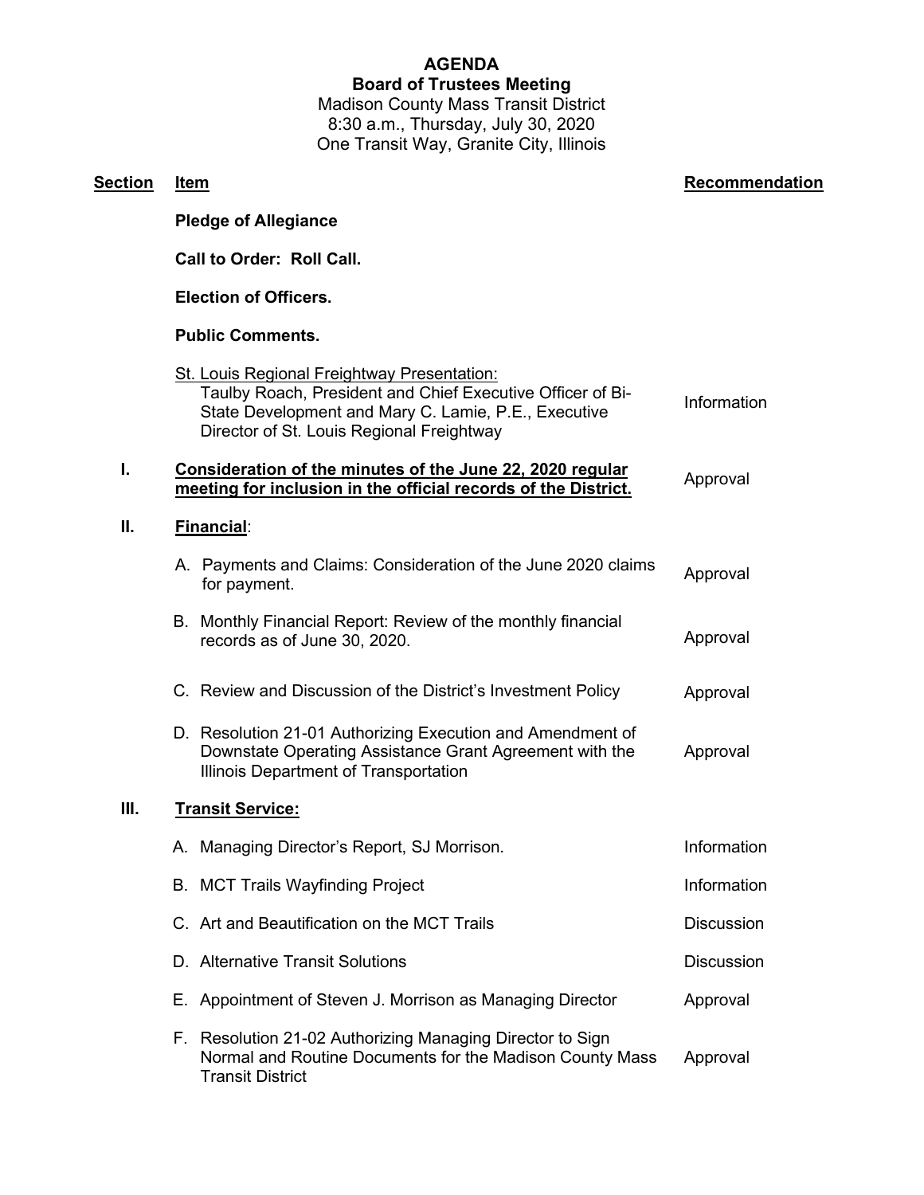# AGENDA

## Board of Trustees Meeting

Madison County Mass Transit District
8:30 a.m., Thursday, July 30, 2020
One Transit Way, Granite City, Illinois

| Section | Item | Recommendation |
|---|---|---|
| | **Pledge of Allegiance** | |
| | **Call to Order: Roll Call.** | |
| | **Election of Officers.** | |
| | **Public Comments.** | |
| | St. Louis Regional Freightway Presentation: Taulby Roach, President and Chief Executive Officer of Bi-State Development and Mary C. Lamie, P.E., Executive Director of St. Louis Regional Freightway | Information |
| **I.** | **Consideration of the minutes of the June 22, 2020 regular meeting for inclusion in the official records of the District.** | Approval |
| **II.** | **Financial**: | |
| | A. Payments and Claims: Consideration of the June 2020 claims for payment. | Approval |
| | B. Monthly Financial Report: Review of the monthly financial records as of June 30, 2020. | Approval |
| | C. Review and Discussion of the District's Investment Policy | Approval |
| | D. Resolution 21-01 Authorizing Execution and Amendment of Downstate Operating Assistance Grant Agreement with the Illinois Department of Transportation | Approval |
| **III.** | **Transit Service:** | |
| | A. Managing Director's Report, SJ Morrison. | Information |
| | B. MCT Trails Wayfinding Project | Information |
| | C. Art and Beautification on the MCT Trails | Discussion |
| | D. Alternative Transit Solutions | Discussion |
| | E. Appointment of Steven J. Morrison as Managing Director | Approval |
| | F. Resolution 21-02 Authorizing Managing Director to Sign Normal and Routine Documents for the Madison County Mass Transit District | Approval |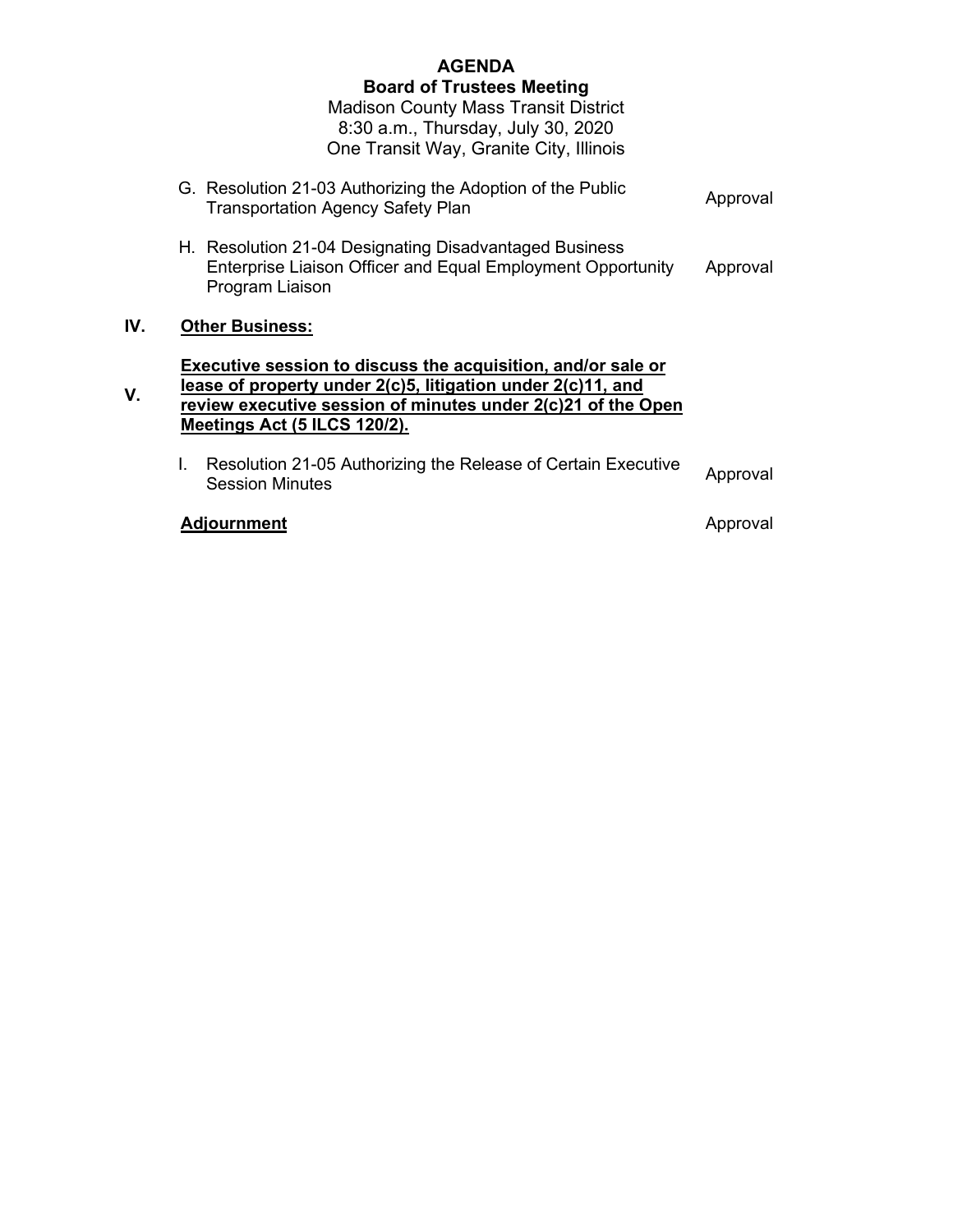**AGENDA**
**Board of Trustees Meeting**
Madison County Mass Transit District
8:30 a.m., Thursday, July 30, 2020
One Transit Way, Granite City, Illinois

G. Resolution 21-03 Authorizing the Adoption of the Public Transportation Agency Safety Plan — Approval

H. Resolution 21-04 Designating Disadvantaged Business Enterprise Liaison Officer and Equal Employment Opportunity Program Liaison — Approval

**IV. Other Business:**

**V. Executive session to discuss the acquisition, and/or sale or lease of property under 2(c)5, litigation under 2(c)11, and review executive session of minutes under 2(c)21 of the Open Meetings Act (5 ILCS 120/2).**

I. Resolution 21-05 Authorizing the Release of Certain Executive Session Minutes — Approval

**Adjournment** — Approval